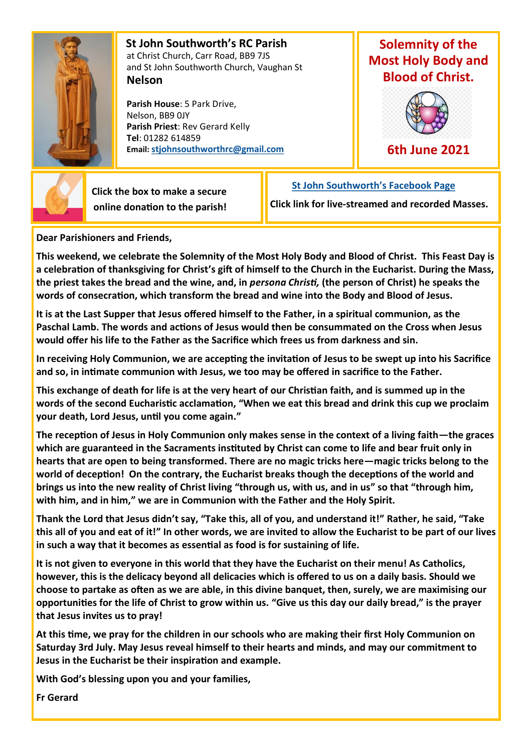## St John Southworth's RC Parish

at Christ Church, Carr Road, BB9 7JS
and St John Southworth Church, Vaughan St
**Nelson**

**Parish House**: 5 Park Drive, Nelson, BB9 0JY
**Parish Priest**: Rev Gerard Kelly
**Tel**: 01282 614859
**Email:** stjohnsouthworthrc@gmail.com

## Solemnity of the Most Holy Body and Blood of Christ.

**6th June 2021**

Click the box to make a secure online donation to the parish!

**St John Southworth's Facebook Page**

Click link for live-streamed and recorded Masses.

**Dear Parishioners and Friends,**

**This weekend, we celebrate the Solemnity of the Most Holy Body and Blood of Christ. This Feast Day is a celebration of thanksgiving for Christ's gift of himself to the Church in the Eucharist. During the Mass, the priest takes the bread and the wine, and, in *persona Christi,* (the person of Christ) he speaks the words of consecration, which transform the bread and wine into the Body and Blood of Jesus.**

**It is at the Last Supper that Jesus offered himself to the Father, in a spiritual communion, as the Paschal Lamb. The words and actions of Jesus would then be consummated on the Cross when Jesus would offer his life to the Father as the Sacrifice which frees us from darkness and sin.**

**In receiving Holy Communion, we are accepting the invitation of Jesus to be swept up into his Sacrifice and so, in intimate communion with Jesus, we too may be offered in sacrifice to the Father.**

**This exchange of death for life is at the very heart of our Christian faith, and is summed up in the words of the second Eucharistic acclamation, "When we eat this bread and drink this cup we proclaim your death, Lord Jesus, until you come again."**

**The reception of Jesus in Holy Communion only makes sense in the context of a living faith—the graces which are guaranteed in the Sacraments instituted by Christ can come to life and bear fruit only in hearts that are open to being transformed. There are no magic tricks here—magic tricks belong to the world of deception! On the contrary, the Eucharist breaks though the deceptions of the world and brings us into the new reality of Christ living "through us, with us, and in us" so that "through him, with him, and in him," we are in Communion with the Father and the Holy Spirit.**

**Thank the Lord that Jesus didn't say, "Take this, all of you, and understand it!" Rather, he said, "Take this all of you and eat of it!" In other words, we are invited to allow the Eucharist to be part of our lives in such a way that it becomes as essential as food is for sustaining of life.**

**It is not given to everyone in this world that they have the Eucharist on their menu! As Catholics, however, this is the delicacy beyond all delicacies which is offered to us on a daily basis. Should we choose to partake as often as we are able, in this divine banquet, then, surely, we are maximising our opportunities for the life of Christ to grow within us. "Give us this day our daily bread," is the prayer that Jesus invites us to pray!**

**At this time, we pray for the children in our schools who are making their first Holy Communion on Saturday 3rd July. May Jesus reveal himself to their hearts and minds, and may our commitment to Jesus in the Eucharist be their inspiration and example.**

**With God's blessing upon you and your families,**

**Fr Gerard**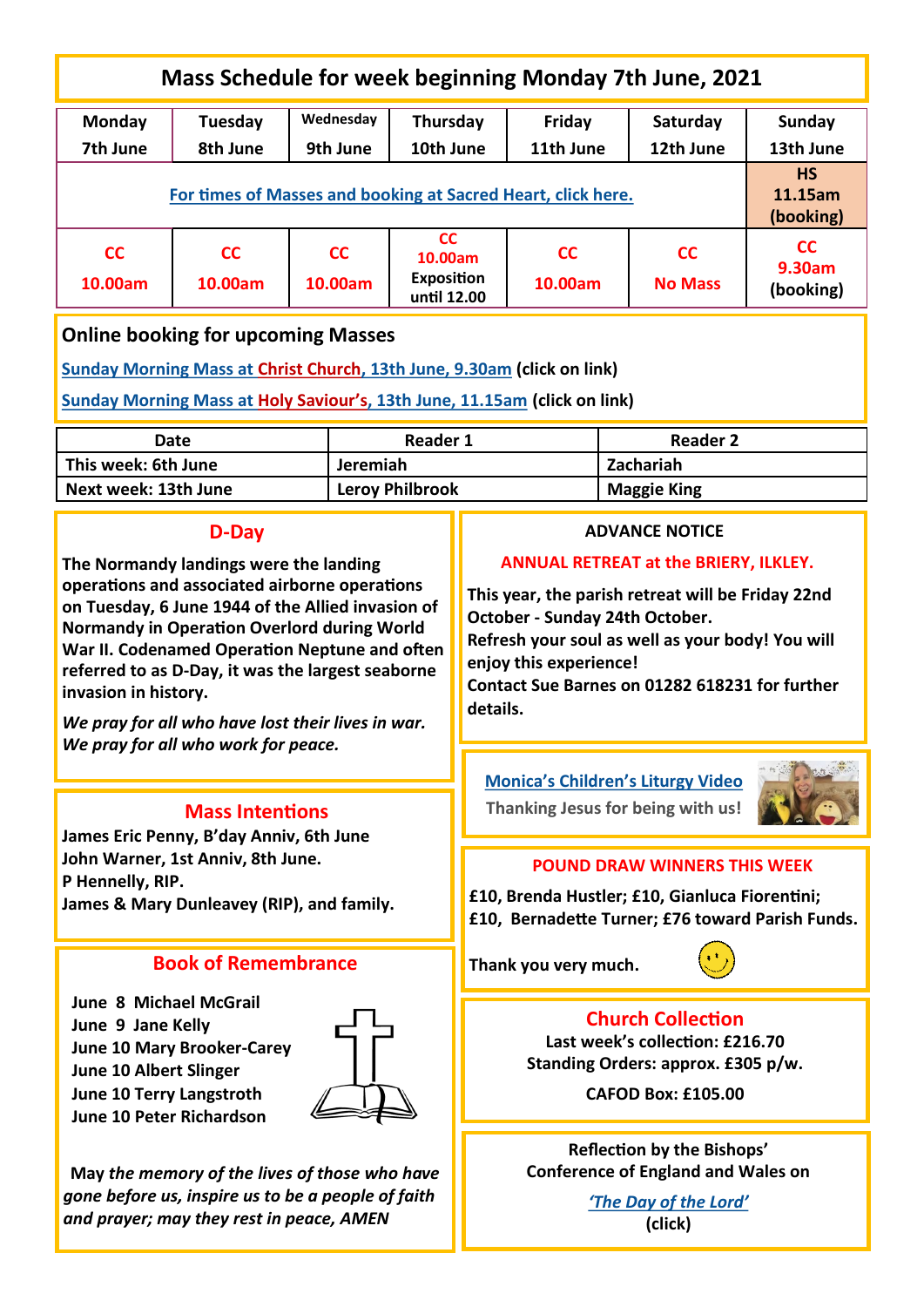## Mass Schedule for week beginning Monday 7th June, 2021

| Monday 7th June | Tuesday 8th June | Wednesday 9th June | Thursday 10th June | Friday 11th June | Saturday 12th June | Sunday 13th June |
|---|---|---|---|---|---|---|
| For times of Masses and booking at Sacred Heart, click here. | | | | | | HS 11.15am (booking) |
| CC 10.00am | CC 10.00am | CC 10.00am | CC 10.00am Exposition until 12.00 | CC 10.00am | CC No Mass | CC 9.30am (booking) |

### Online booking for upcoming Masses

Sunday Morning Mass at Christ Church, 13th June, 9.30am (click on link)

Sunday Morning Mass at Holy Saviour's, 13th June, 11.15am (click on link)

| Date | Reader 1 | Reader 2 |
|---|---|---|
| This week: 6th June | Jeremiah | Zachariah |
| Next week: 13th June | Leroy Philbrook | Maggie King |

### D-Day

**The Normandy landings were the landing operations and associated airborne operations on Tuesday, 6 June 1944 of the Allied invasion of Normandy in Operation Overlord during World War II. Codenamed Operation Neptune and often referred to as D-Day, it was the largest seaborne invasion in history.**

***We pray for all who have lost their lives in war. We pray for all who work for peace.***

### Mass Intentions

**James Eric Penny, B'day Anniv, 6th June**
**John Warner, 1st Anniv, 8th June.**
**P Hennelly, RIP.**
**James & Mary Dunleavey (RIP), and family.**

### Book of Remembrance

**June 8 Michael McGrail**
**June 9 Jane Kelly**
**June 10 Mary Brooker-Carey**
**June 10 Albert Slinger**
**June 10 Terry Langstroth**
**June 10 Peter Richardson**

**May *the memory of the lives of those who have gone before us, inspire us to be a people of faith and prayer; may they rest in peace, AMEN***

### ADVANCE NOTICE

**ANNUAL RETREAT at the BRIERY, ILKLEY.**

**This year, the parish retreat will be Friday 22nd October - Sunday 24th October.**
**Refresh your soul as well as your body! You will enjoy this experience!**
**Contact Sue Barnes on 01282 618231 for further details.**

**Monica's Children's Liturgy Video**
**Thanking Jesus for being with us!**

### POUND DRAW WINNERS THIS WEEK

**£10, Brenda Hustler; £10, Gianluca Fiorentini; £10, Bernadette Turner; £76 toward Parish Funds.**

**Thank you very much.**

### Church Collection

**Last week's collection: £216.70**
**Standing Orders: approx. £305 p/w.**

**CAFOD Box: £105.00**

**Reflection by the Bishops' Conference of England and Wales on**

***'The Day of the Lord'***
**(click)**